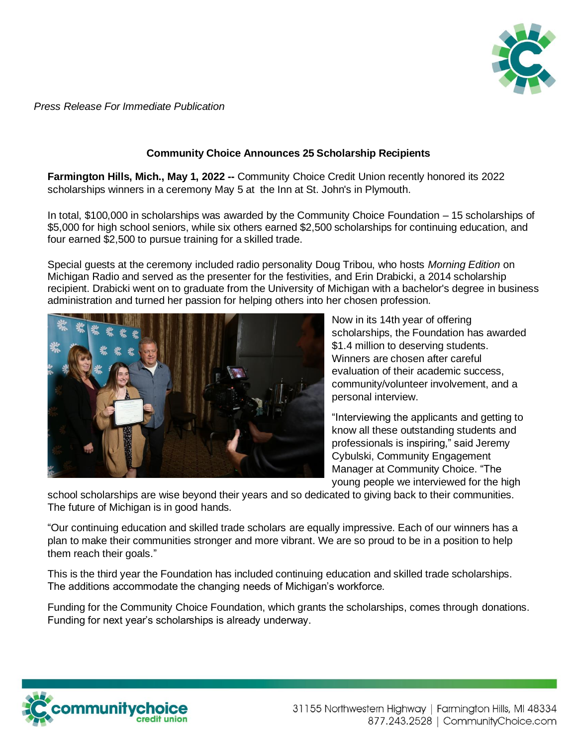*Press Release For Immediate Publication*

**Community Choice Announces 25 Scholarship Recipients**

**Farmington Hills, Mich., May 1, 2022 --** Community Choice Credit Union recently honored its 2022 scholarships winners in a ceremony May 5 at the Inn at St. John's in Plymouth.

In total, $100,000 in scholarships was awarded by the Community Choice Foundation – 15 scholarships of $5,000 for high school seniors, while six others earned $2,500 scholarships for continuing education, and four earned $2,500 to pursue training for a skilled trade.

Special guests at the ceremony included radio personality Doug Tribou, who hosts *Morning Edition* on Michigan Radio and served as the presenter for the festivities, and Erin Drabicki, a 2014 scholarship recipient. Drabicki went on to graduate from the University of Michigan with a bachelor's degree in business administration and turned her passion for helping others into her chosen profession.

Now in its 14th year of offering scholarships, the Foundation has awarded $1.4 million to deserving students. Winners are chosen after careful evaluation of their academic success, community/volunteer involvement, and a personal interview.

"Interviewing the applicants and getting to know all these outstanding students and professionals is inspiring," said Jeremy Cybulski, Community Engagement Manager at Community Choice. "The young people we interviewed for the high school scholarships are wise beyond their years and so dedicated to giving back to their communities. The future of Michigan is in good hands.

"Our continuing education and skilled trade scholars are equally impressive. Each of our winners has a plan to make their communities stronger and more vibrant. We are so proud to be in a position to help them reach their goals."

This is the third year the Foundation has included continuing education and skilled trade scholarships. The additions accommodate the changing needs of Michigan's workforce.

Funding for the Community Choice Foundation, which grants the scholarships, comes through donations. Funding for next year's scholarships is already underway.

communitychoice credit union

31155 Northwestern Highway | Farmington Hills, MI 48334
877.243.2528 | CommunityChoice.com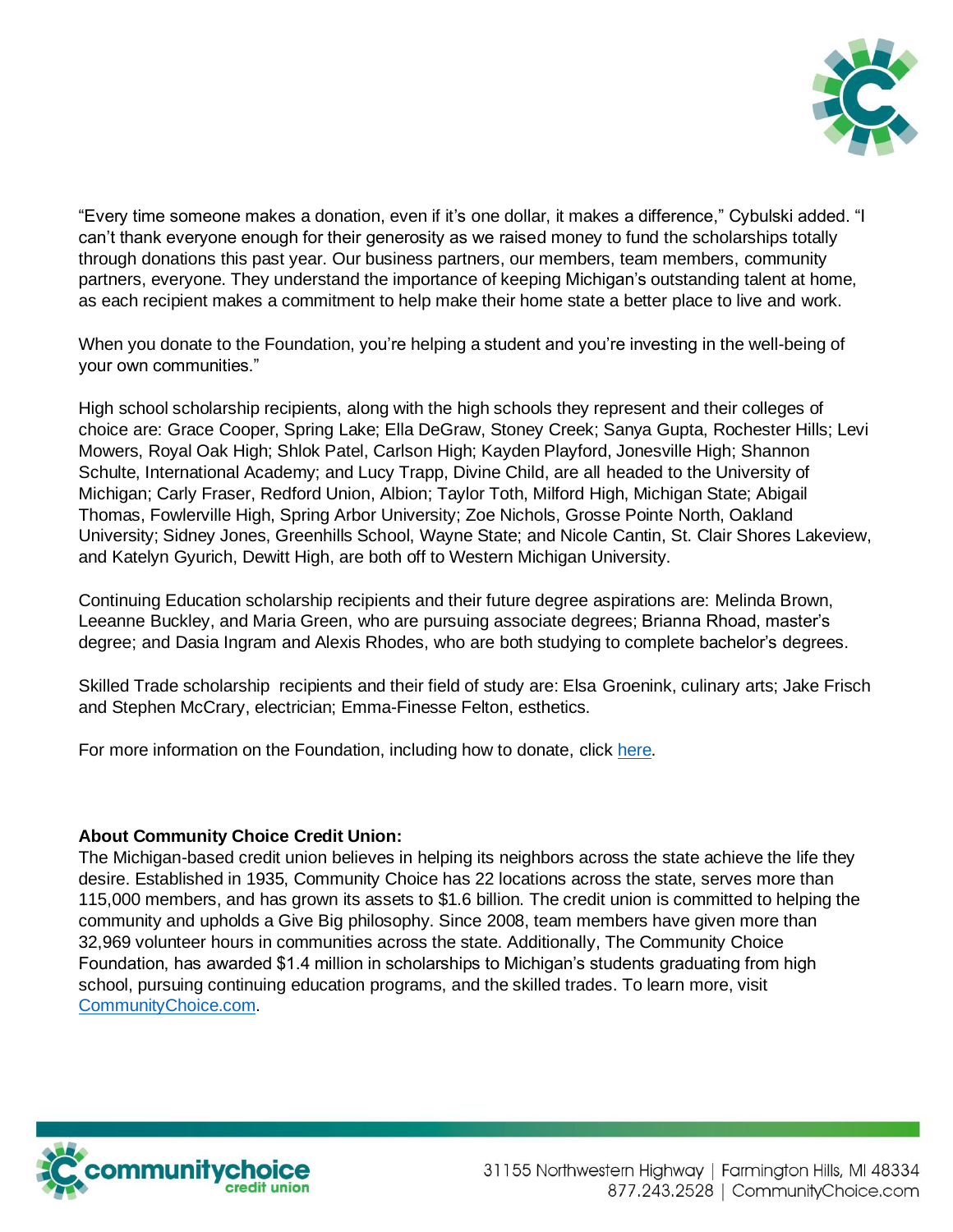"Every time someone makes a donation, even if it's one dollar, it makes a difference," Cybulski added. "I can't thank everyone enough for their generosity as we raised money to fund the scholarships totally through donations this past year. Our business partners, our members, team members, community partners, everyone. They understand the importance of keeping Michigan's outstanding talent at home, as each recipient makes a commitment to help make their home state a better place to live and work.

When you donate to the Foundation, you're helping a student and you're investing in the well-being of your own communities."

High school scholarship recipients, along with the high schools they represent and their colleges of choice are: Grace Cooper, Spring Lake; Ella DeGraw, Stoney Creek; Sanya Gupta, Rochester Hills; Levi Mowers, Royal Oak High; Shlok Patel, Carlson High; Kayden Playford, Jonesville High; Shannon Schulte, International Academy; and Lucy Trapp, Divine Child, are all headed to the University of Michigan; Carly Fraser, Redford Union, Albion; Taylor Toth, Milford High, Michigan State; Abigail Thomas, Fowlerville High, Spring Arbor University; Zoe Nichols, Grosse Pointe North, Oakland University; Sidney Jones, Greenhills School, Wayne State; and Nicole Cantin, St. Clair Shores Lakeview, and Katelyn Gyurich, Dewitt High, are both off to Western Michigan University.

Continuing Education scholarship recipients and their future degree aspirations are: Melinda Brown, Leeanne Buckley, and Maria Green, who are pursuing associate degrees; Brianna Rhoad, master's degree; and Dasia Ingram and Alexis Rhodes, who are both studying to complete bachelor's degrees.

Skilled Trade scholarship recipients and their field of study are: Elsa Groenink, culinary arts; Jake Frisch and Stephen McCrary, electrician; Emma-Finesse Felton, esthetics.

For more information on the Foundation, including how to donate, click here.

**About Community Choice Credit Union:**
The Michigan-based credit union believes in helping its neighbors across the state achieve the life they desire. Established in 1935, Community Choice has 22 locations across the state, serves more than 115,000 members, and has grown its assets to $1.6 billion. The credit union is committed to helping the community and upholds a Give Big philosophy. Since 2008, team members have given more than 32,969 volunteer hours in communities across the state. Additionally, The Community Choice Foundation, has awarded $1.4 million in scholarships to Michigan's students graduating from high school, pursuing continuing education programs, and the skilled trades. To learn more, visit CommunityChoice.com.

communitychoice credit union

31155 Northwestern Highway | Farmington Hills, MI 48334
877.243.2528 | CommunityChoice.com